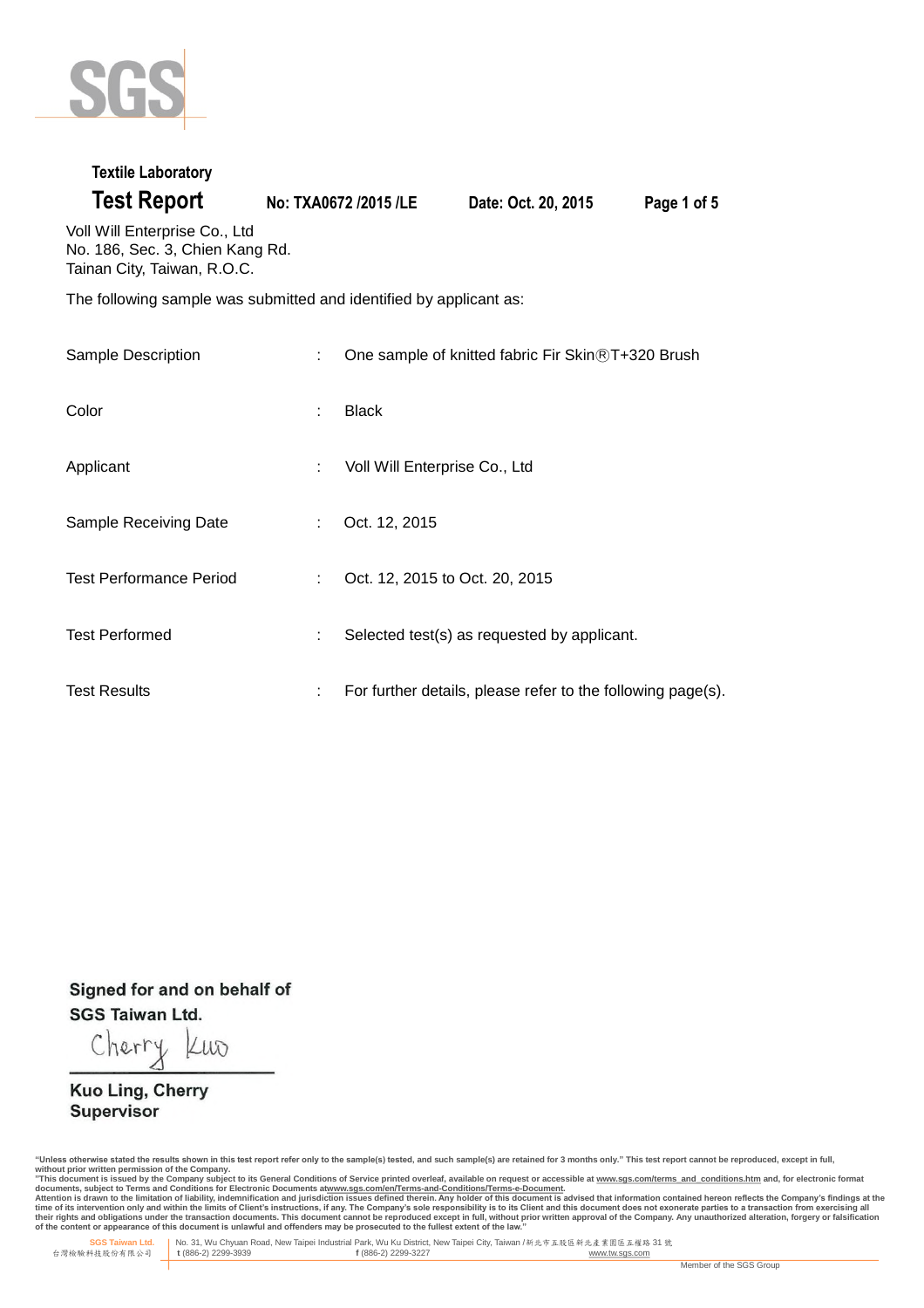SGS

**Textile Laboratory**

# Test Report

**No: TXA0672 /2015 /LE** **Date: Oct. 20, 2015**

Voll Will Enterprise Co., Ltd
No. 186, Sec. 3, Chien Kang Rd.
Tainan City, Taiwan, R.O.C.

The following sample was submitted and identified by applicant as:

| | | |
|---|---|---|
| Sample Description | : | One sample of knitted fabric Fir Skin®T+320 Brush |
| Color | : | Black |
| Applicant | : | Voll Will Enterprise Co., Ltd |
| Sample Receiving Date | : | Oct. 12, 2015 |
| Test Performance Period | : | Oct. 12, 2015 to Oct. 20, 2015 |
| Test Performed | : | Selected test(s) as requested by applicant. |
| Test Results | : | For further details, please refer to the following page(s). |

**Signed for and on behalf of**
**SGS Taiwan Ltd.**

Cherry Kuo

**Kuo Ling, Cherry**
**Supervisor**

"Unless otherwise stated the results shown in this test report refer only to the sample(s) tested, and such sample(s) are retained for 3 months only." This test report cannot be reproduced, except in full, without prior written permission of the Company.
"This document is issued by the Company subject to its General Conditions of Service printed overleaf, available on request or accessible at www.sgs.com/terms_and_conditions.htm and, for electronic format documents, subject to Terms and Conditions for Electronic Documents at www.sgs.com/en/Terms-and-Conditions/Terms-e-Document.
Attention is drawn to the limitation of liability, indemnification and jurisdiction issues defined therein. Any holder of this document is advised that information contained hereon reflects the Company's findings at the time of its intervention only and within the limits of Client's instructions, if any. The Company's sole responsibility is to its Client and this document does not exonerate parties to a transaction from exercising all their rights and obligations under the transaction documents. This document cannot be reproduced except in full, without prior written approval of the Company. Any unauthorized alteration, forgery or falsification of the content or appearance of this document is unlawful and offenders may be prosecuted to the fullest extent of the law."

SGS Taiwan Ltd. 台灣檢驗科技股份有限公司 | No. 31, Wu Chyuan Road, New Taipei Industrial Park, Wu Ku District, New Taipei City, Taiwan /新北市五股區新北產業園區五權路 31 號 | t (886-2) 2299-3939 | f (886-2) 2299-3227 | www.tw.sgs.com

Member of the SGS Group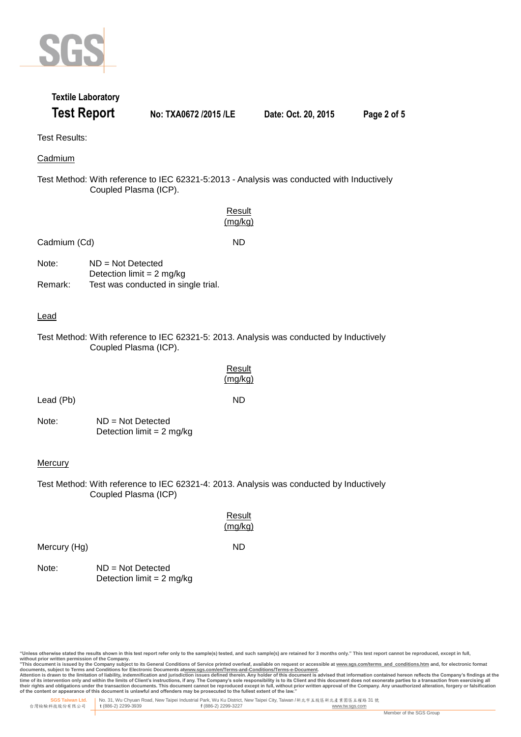Test Results:

## Cadmium

Test Method: With reference to IEC 62321-5:2013 - Analysis was conducted with Inductively Coupled Plasma (ICP).

| | Result (mg/kg) |
|---|---|
| Cadmium (Cd) | ND |

Note: ND = Not Detected
Detection limit = 2 mg/kg

Remark: Test was conducted in single trial.

## Lead

Test Method: With reference to IEC 62321-5: 2013. Analysis was conducted by Inductively Coupled Plasma (ICP).

| | Result (mg/kg) |
|---|---|
| Lead (Pb) | ND |

Note: ND = Not Detected
Detection limit = 2 mg/kg

## Mercury

Test Method: With reference to IEC 62321-4: 2013. Analysis was conducted by Inductively Coupled Plasma (ICP)

| | Result (mg/kg) |
|---|---|
| Mercury (Hg) | ND |

Note: ND = Not Detected
Detection limit = 2 mg/kg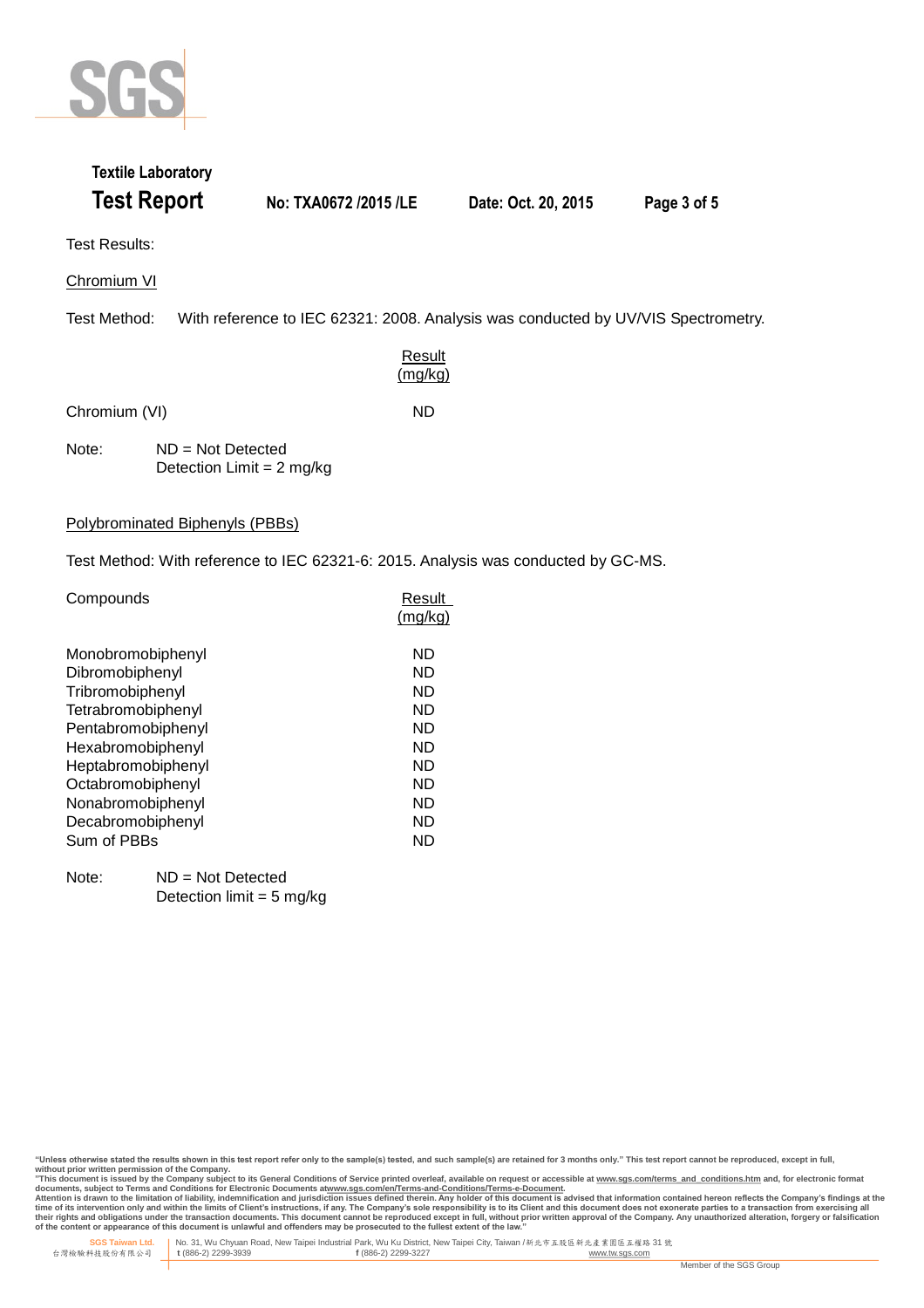Test Results:

Chromium VI

Test Method: With reference to IEC 62321: 2008. Analysis was conducted by UV/VIS Spectrometry.

| | Result (mg/kg) |
|---|---|
| Chromium (VI) | ND |

Note: ND = Not Detected
Detection Limit = 2 mg/kg

Polybrominated Biphenyls (PBBs)

Test Method: With reference to IEC 62321-6: 2015. Analysis was conducted by GC-MS.

| Compounds | Result (mg/kg) |
|---|---|
| Monobromobiphenyl | ND |
| Dibromobiphenyl | ND |
| Tribromobiphenyl | ND |
| Tetrabromobiphenyl | ND |
| Pentabromobiphenyl | ND |
| Hexabromobiphenyl | ND |
| Heptabromobiphenyl | ND |
| Octabromobiphenyl | ND |
| Nonabromobiphenyl | ND |
| Decabromobiphenyl | ND |
| Sum of PBBs | ND |

Note: ND = Not Detected
Detection limit = 5 mg/kg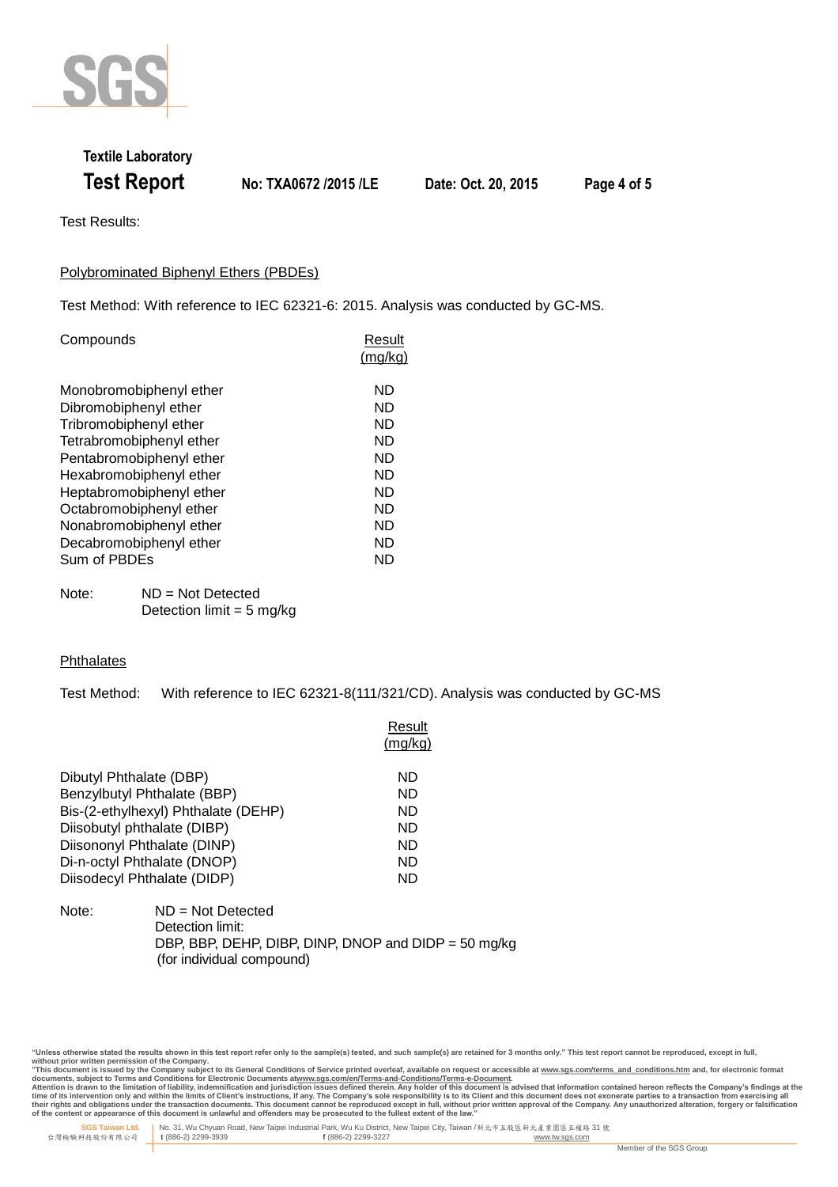Textile Laboratory

**Test Report** No: TXA0672 /2015 /LE Date: Oct. 20, 2015

Test Results:

## Polybrominated Biphenyl Ethers (PBDEs)

Test Method: With reference to IEC 62321-6: 2015. Analysis was conducted by GC-MS.

| Compounds | Result (mg/kg) |
|---|---|
| Monobromobiphenyl ether | ND |
| Dibromobiphenyl ether | ND |
| Tribromobiphenyl ether | ND |
| Tetrabromobiphenyl ether | ND |
| Pentabromobiphenyl ether | ND |
| Hexabromobiphenyl ether | ND |
| Heptabromobiphenyl ether | ND |
| Octabromobiphenyl ether | ND |
| Nonabromobiphenyl ether | ND |
| Decabromobiphenyl ether | ND |
| Sum of PBDEs | ND |

Note: ND = Not Detected
Detection limit = 5 mg/kg

## Phthalates

Test Method: With reference to IEC 62321-8(111/321/CD). Analysis was conducted by GC-MS

| | Result (mg/kg) |
|---|---|
| Dibutyl Phthalate (DBP) | ND |
| Benzylbutyl Phthalate (BBP) | ND |
| Bis-(2-ethylhexyl) Phthalate (DEHP) | ND |
| Diisobutyl phthalate (DIBP) | ND |
| Diisononyl Phthalate (DINP) | ND |
| Di-n-octyl Phthalate (DNOP) | ND |
| Diisodecyl Phthalate (DIDP) | ND |

Note: ND = Not Detected
Detection limit:
DBP, BBP, DEHP, DIBP, DINP, DNOP and DIDP = 50 mg/kg
(for individual compound)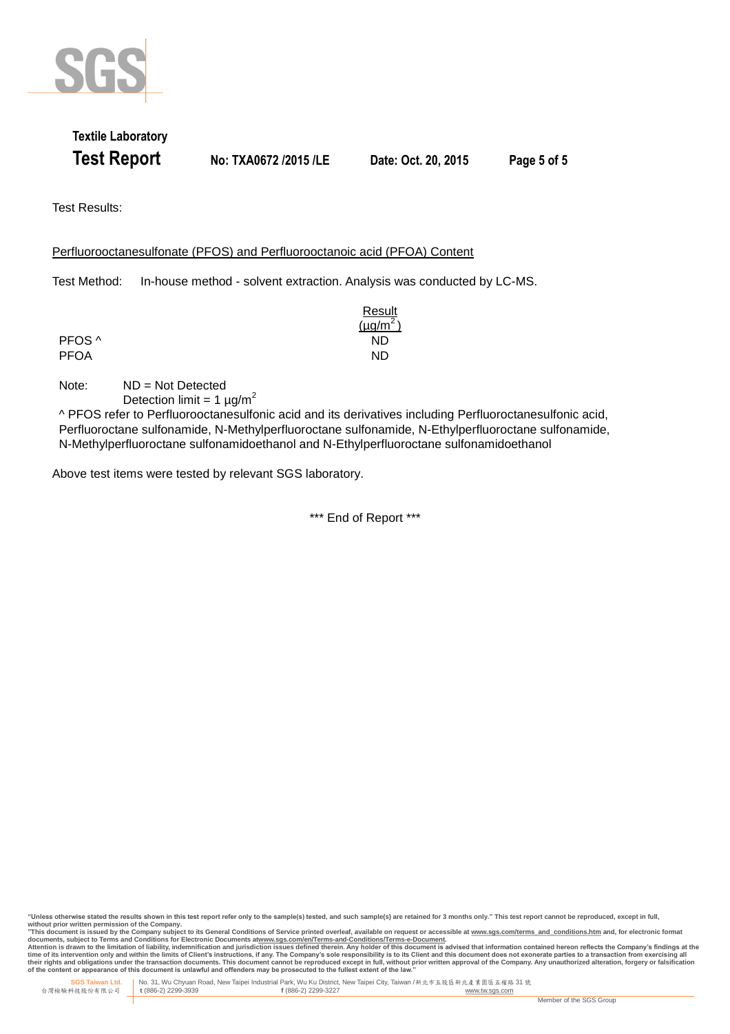Textile Laboratory

# Test Report

No: TXA0672 /2015 /LE  Date: Oct. 20, 2015

Test Results:

Perfluorooctanesulfonate (PFOS) and Perfluorooctanoic acid (PFOA) Content

Test Method: In-house method - solvent extraction. Analysis was conducted by LC-MS.

| | Result ($\mu g/m^2$) |
|---|---|
| PFOS ^ | ND |
| PFOA | ND |

Note: ND = Not Detected
Detection limit = 1 $\mu g/m^2$

^ PFOS refer to Perfluorooctanesulfonic acid and its derivatives including Perfluoroctanesulfonic acid, Perfluoroctane sulfonamide, N-Methylperfluoroctane sulfonamide, N-Ethylperfluoroctane sulfonamide, N-Methylperfluoroctane sulfonamidoethanol and N-Ethylperfluoroctane sulfonamidoethanol

Above test items were tested by relevant SGS laboratory.

*** End of Report ***

"Unless otherwise stated the results shown in this test report refer only to the sample(s) tested, and such sample(s) are retained for 3 months only." This test report cannot be reproduced, except in full, without prior written permission of the Company.
"This document is issued by the Company subject to its General Conditions of Service printed overleaf, available on request or accessible at www.sgs.com/terms_and_conditions.htm and, for electronic format documents, subject to Terms and Conditions for Electronic Documents atwww.sgs.com/en/Terms-and-Conditions/Terms-e-Document.
Attention is drawn to the limitation of liability, indemnification and jurisdiction issues defined therein. Any holder of this document is advised that information contained hereon reflects the Company's findings at the time of its intervention only and within the limits of Client's instructions, if any. The Company's sole responsibility is to its Client and this document does not exonerate parties to a transaction from exercising all their rights and obligations under the transaction documents. This document cannot be reproduced except in full, without prior written approval of the Company. Any unauthorized alteration, forgery or falsification of the content or appearance of this document is unlawful and offenders may be prosecuted to the fullest extent of the law."

SGS Taiwan Ltd. 台灣檢驗科技股份有限公司 | No. 31, Wu Chyuan Road, New Taipei Industrial Park, Wu Ku District, New Taipei City, Taiwan /新北市五股區新北產業園區五權路 31 號 t (886-2) 2299-3939 f (886-2) 2299-3227 www.tw.sgs.com

Member of the SGS Group